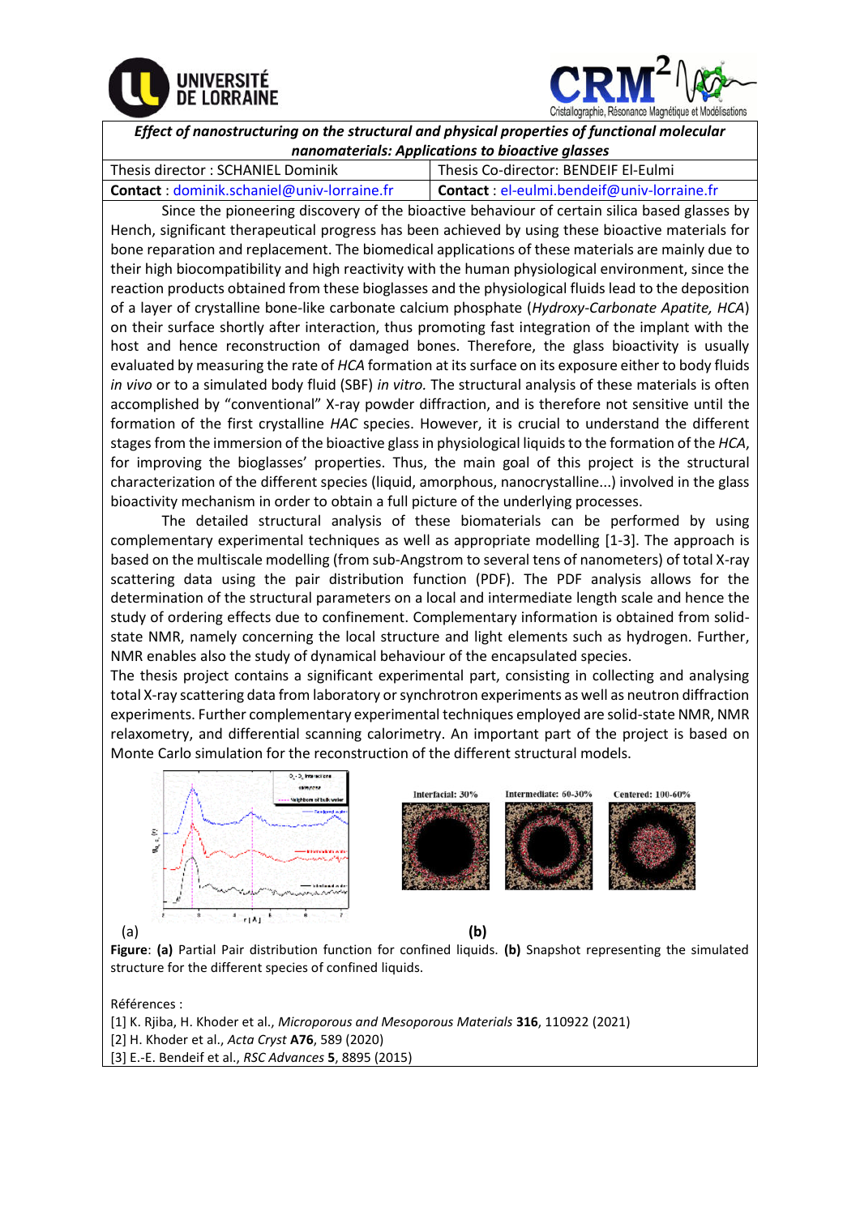**_Effect of nanostructuring on the structural and physical properties of functional molecular nanomaterials: Applications to bioactive glasses_**

| Thesis director : SCHANIEL Dominik | Thesis Co-director: BENDEIF El-Eulmi |
| --- | --- |
| **Contact** : dominik.schaniel@univ-lorraine.fr | **Contact** : el-eulmi.bendeif@univ-lorraine.fr |

Since the pioneering discovery of the bioactive behaviour of certain silica based glasses by Hench, significant therapeutical progress has been achieved by using these bioactive materials for bone reparation and replacement. The biomedical applications of these materials are mainly due to their high biocompatibility and high reactivity with the human physiological environment, since the reaction products obtained from these bioglasses and the physiological fluids lead to the deposition of a layer of crystalline bone-like carbonate calcium phosphate (*Hydroxy-Carbonate Apatite, HCA*) on their surface shortly after interaction, thus promoting fast integration of the implant with the host and hence reconstruction of damaged bones. Therefore, the glass bioactivity is usually evaluated by measuring the rate of *HCA* formation at its surface on its exposure either to body fluids *in vivo* or to a simulated body fluid (SBF) *in vitro.* The structural analysis of these materials is often accomplished by "conventional" X-ray powder diffraction, and is therefore not sensitive until the formation of the first crystalline *HAC* species. However, it is crucial to understand the different stages from the immersion of the bioactive glass in physiological liquids to the formation of the *HCA*, for improving the bioglasses' properties. Thus, the main goal of this project is the structural characterization of the different species (liquid, amorphous, nanocrystalline...) involved in the glass bioactivity mechanism in order to obtain a full picture of the underlying processes.

The detailed structural analysis of these biomaterials can be performed by using complementary experimental techniques as well as appropriate modelling [1-3]. The approach is based on the multiscale modelling (from sub-Angstrom to several tens of nanometers) of total X-ray scattering data using the pair distribution function (PDF). The PDF analysis allows for the determination of the structural parameters on a local and intermediate length scale and hence the study of ordering effects due to confinement. Complementary information is obtained from solid-state NMR, namely concerning the local structure and light elements such as hydrogen. Further, NMR enables also the study of dynamical behaviour of the encapsulated species.

The thesis project contains a significant experimental part, consisting in collecting and analysing total X-ray scattering data from laboratory or synchrotron experiments as well as neutron diffraction experiments. Further complementary experimental techniques employed are solid-state NMR, NMR relaxometry, and differential scanning calorimetry. An important part of the project is based on Monte Carlo simulation for the reconstruction of the different structural models.

**Figure**: **(a)** Partial Pair distribution function for confined liquids. **(b)** Snapshot representing the simulated structure for the different species of confined liquids.

Références :

[1] K. Rjiba, H. Khoder et al., *Microporous and Mesoporous Materials* **316**, 110922 (2021)

[2] H. Khoder et al., *Acta Cryst* **A76**, 589 (2020)

[3] E.-E. Bendeif et al., *RSC Advances* **5**, 8895 (2015)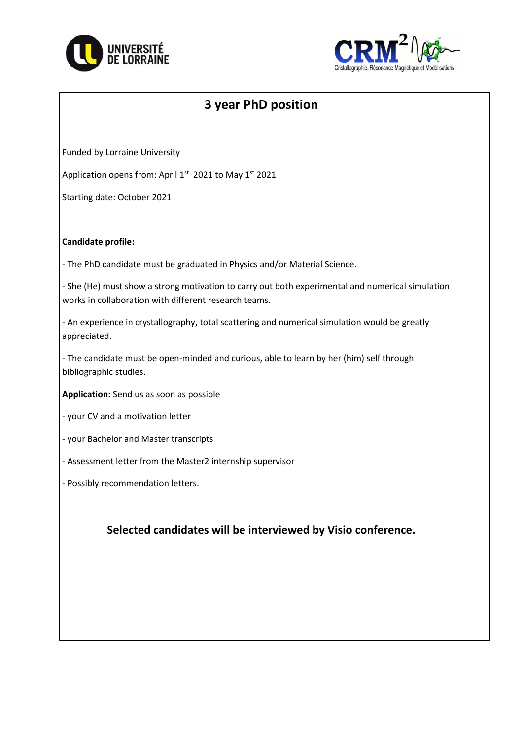UNIVERSITÉ DE LORRAINE

CRM² Cristallographie, Résonance Magnétique et Modélisations

# 3 year PhD position

Funded by Lorraine University

Application opens from: April 1st 2021 to May 1st 2021

Starting date: October 2021

**Candidate profile:**

- The PhD candidate must be graduated in Physics and/or Material Science.

- She (He) must show a strong motivation to carry out both experimental and numerical simulation works in collaboration with different research teams.

- An experience in crystallography, total scattering and numerical simulation would be greatly appreciated.

- The candidate must be open-minded and curious, able to learn by her (him) self through bibliographic studies.

**Application:** Send us as soon as possible

- your CV and a motivation letter

- your Bachelor and Master transcripts

- Assessment letter from the Master2 internship supervisor

- Possibly recommendation letters.

**Selected candidates will be interviewed by Visio conference.**